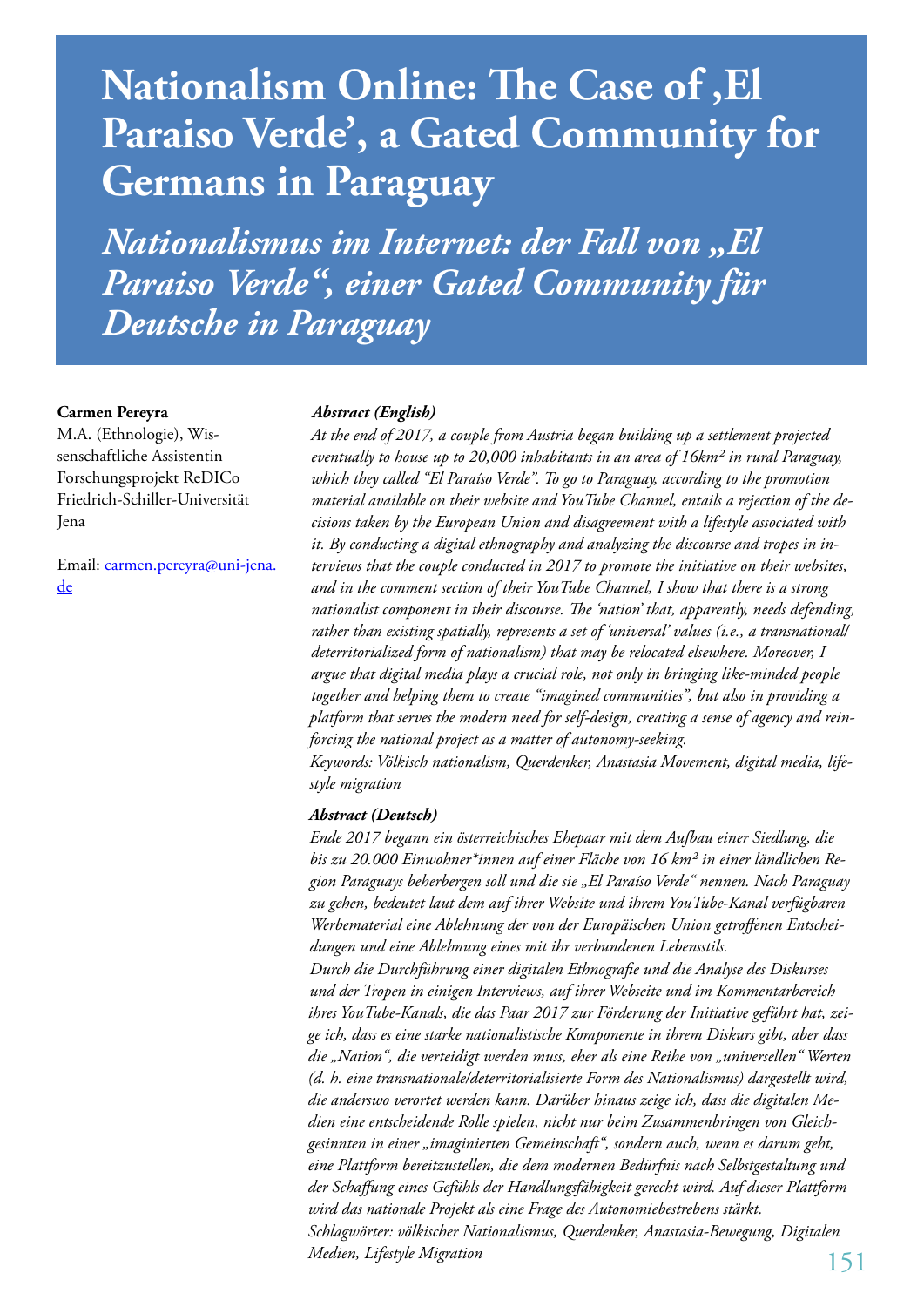# Nationalism Online: The Case of 'El Paraiso Verde', a Gated Community for Germans in Paraguay

## *Nationalismus im Internet: der Fall von „El Paraiso Verde", einer Gated Community für Deutsche in Paraguay*

**Carmen Pereyra**
M.A. (Ethnologie), Wissenschaftliche Assistentin Forschungsprojekt ReDICo Friedrich-Schiller-Universität Jena

Email: carmen.pereyra@uni-jena.de

***Abstract (English)***

*At the end of 2017, a couple from Austria began building up a settlement projected eventually to house up to 20,000 inhabitants in an area of 16km² in rural Paraguay, which they called "El Paraíso Verde". To go to Paraguay, according to the promotion material available on their website and YouTube Channel, entails a rejection of the decisions taken by the European Union and disagreement with a lifestyle associated with it. By conducting a digital ethnography and analyzing the discourse and tropes in interviews that the couple conducted in 2017 to promote the initiative on their websites, and in the comment section of their YouTube Channel, I show that there is a strong nationalist component in their discourse. The 'nation' that, apparently, needs defending, rather than existing spatially, represents a set of 'universal' values (i.e., a transnational/deterritorialized form of nationalism) that may be relocated elsewhere. Moreover, I argue that digital media plays a crucial role, not only in bringing like-minded people together and helping them to create "imagined communities", but also in providing a platform that serves the modern need for self-design, creating a sense of agency and reinforcing the national project as a matter of autonomy-seeking.*

*Keywords: Völkisch nationalism, Querdenker, Anastasia Movement, digital media, lifestyle migration*

***Abstract (Deutsch)***

*Ende 2017 begann ein österreichisches Ehepaar mit dem Aufbau einer Siedlung, die bis zu 20.000 Einwohner\*innen auf einer Fläche von 16 km² in einer ländlichen Region Paraguays beherbergen soll und die sie „El Paraíso Verde" nennen. Nach Paraguay zu gehen, bedeutet laut dem auf ihrer Website und ihrem YouTube-Kanal verfügbaren Werbematerial eine Ablehnung der von der Europäischen Union getroffenen Entscheidungen und eine Ablehnung eines mit ihr verbundenen Lebensstils.*

*Durch die Durchführung einer digitalen Ethnografie und die Analyse des Diskurses und der Tropen in einigen Interviews, auf ihrer Webseite und im Kommentarbereich ihres YouTube-Kanals, die das Paar 2017 zur Förderung der Initiative geführt hat, zeige ich, dass es eine starke nationalistische Komponente in ihrem Diskurs gibt, aber dass die „Nation", die verteidigt werden muss, eher als eine Reihe von „universellen" Werten (d. h. eine transnationale/deterritorialisierte Form des Nationalismus) dargestellt wird, die anderswo verortet werden kann. Darüber hinaus zeige ich, dass die digitalen Medien eine entscheidende Rolle spielen, nicht nur beim Zusammenbringen von Gleichgesinnten in einer „imaginierten Gemeinschaft", sondern auch, wenn es darum geht, eine Plattform bereitzustellen, die dem modernen Bedürfnis nach Selbstgestaltung und der Schaffung eines Gefühls der Handlungsfähigkeit gerecht wird. Auf dieser Plattform wird das nationale Projekt als eine Frage des Autonomiebestrebens stärkt.*

*Schlagwörter: völkischer Nationalismus, Querdenker, Anastasia-Bewegung, Digitalen Medien, Lifestyle Migration*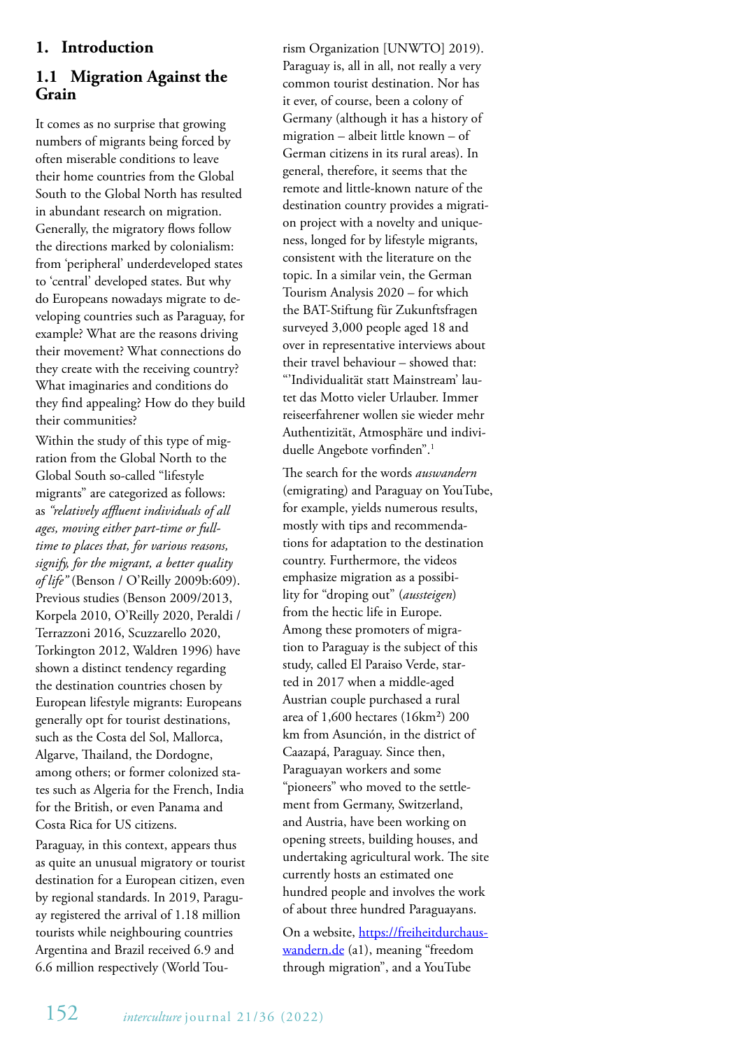# 1. Introduction

## 1.1 Migration Against the Grain

It comes as no surprise that growing numbers of migrants being forced by often miserable conditions to leave their home countries from the Global South to the Global North has resulted in abundant research on migration. Generally, the migratory flows follow the directions marked by colonialism: from 'peripheral' underdeveloped states to 'central' developed states. But why do Europeans nowadays migrate to developing countries such as Paraguay, for example? What are the reasons driving their movement? What connections do they create with the receiving country? What imaginaries and conditions do they find appealing? How do they build their communities?

Within the study of this type of migration from the Global North to the Global South so-called "lifestyle migrants" are categorized as follows: as *"relatively affluent individuals of all ages, moving either part-time or full-time to places that, for various reasons, signify, for the migrant, a better quality of life"* (Benson / O'Reilly 2009b:609). Previous studies (Benson 2009/2013, Korpela 2010, O'Reilly 2020, Peraldi / Terrazzoni 2016, Scuzzarello 2020, Torkington 2012, Waldren 1996) have shown a distinct tendency regarding the destination countries chosen by European lifestyle migrants: Europeans generally opt for tourist destinations, such as the Costa del Sol, Mallorca, Algarve, Thailand, the Dordogne, among others; or former colonized states such as Algeria for the French, India for the British, or even Panama and Costa Rica for US citizens.

Paraguay, in this context, appears thus as quite an unusual migratory or tourist destination for a European citizen, even by regional standards. In 2019, Paraguay registered the arrival of 1.18 million tourists while neighbouring countries Argentina and Brazil received 6.9 and 6.6 million respectively (World Tourism Organization [UNWTO] 2019). Paraguay is, all in all, not really a very common tourist destination. Nor has it ever, of course, been a colony of Germany (although it has a history of migration – albeit little known – of German citizens in its rural areas). In general, therefore, it seems that the remote and little-known nature of the destination country provides a migration project with a novelty and uniqueness, longed for by lifestyle migrants, consistent with the literature on the topic. In a similar vein, the German Tourism Analysis 2020 – for which the BAT-Stiftung für Zukunftsfragen surveyed 3,000 people aged 18 and over in representative interviews about their travel behaviour – showed that: "'Individualität statt Mainstream' lautet das Motto vieler Urlauber. Immer reiseerfahrener wollen sie wieder mehr Authentizität, Atmosphäre und individuelle Angebote vorfinden".[1]

The search for the words *auswandern* (emigrating) and Paraguay on YouTube, for example, yields numerous results, mostly with tips and recommendations for adaptation to the destination country. Furthermore, the videos emphasize migration as a possibility for "droping out" (*aussteigen*) from the hectic life in Europe. Among these promoters of migration to Paraguay is the subject of this study, called El Paraiso Verde, started in 2017 when a middle-aged Austrian couple purchased a rural area of 1,600 hectares (16km²) 200 km from Asunción, in the district of Caazapá, Paraguay. Since then, Paraguayan workers and some "pioneers" who moved to the settlement from Germany, Switzerland, and Austria, have been working on opening streets, building houses, and undertaking agricultural work. The site currently hosts an estimated one hundred people and involves the work of about three hundred Paraguayans.

On a website, https://freiheitdurchauswandern.de (a1), meaning "freedom through migration", and a YouTube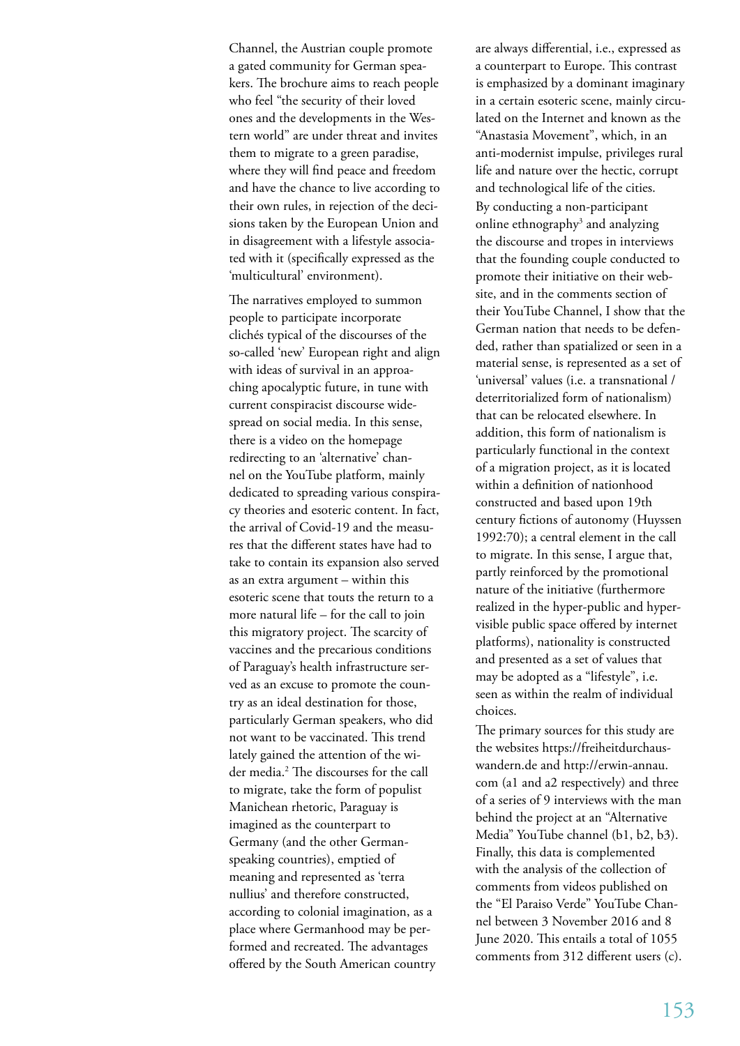Channel, the Austrian couple promote a gated community for German speakers. The brochure aims to reach people who feel "the security of their loved ones and the developments in the Western world" are under threat and invites them to migrate to a green paradise, where they will find peace and freedom and have the chance to live according to their own rules, in rejection of the decisions taken by the European Union and in disagreement with a lifestyle associated with it (specifically expressed as the 'multicultural' environment).

The narratives employed to summon people to participate incorporate clichés typical of the discourses of the so-called 'new' European right and align with ideas of survival in an approaching apocalyptic future, in tune with current conspiracist discourse widespread on social media. In this sense, there is a video on the homepage redirecting to an 'alternative' channel on the YouTube platform, mainly dedicated to spreading various conspiracy theories and esoteric content. In fact, the arrival of Covid-19 and the measures that the different states have had to take to contain its expansion also served as an extra argument – within this esoteric scene that touts the return to a more natural life – for the call to join this migratory project. The scarcity of vaccines and the precarious conditions of Paraguay's health infrastructure served as an excuse to promote the country as an ideal destination for those, particularly German speakers, who did not want to be vaccinated. This trend lately gained the attention of the wider media.[2] The discourses for the call to migrate, take the form of populist Manichean rhetoric, Paraguay is imagined as the counterpart to Germany (and the other German-speaking countries), emptied of meaning and represented as 'terra nullius' and therefore constructed, according to colonial imagination, as a place where Germanhood may be performed and recreated. The advantages offered by the South American country are always differential, i.e., expressed as a counterpart to Europe. This contrast is emphasized by a dominant imaginary in a certain esoteric scene, mainly circulated on the Internet and known as the "Anastasia Movement", which, in an anti-modernist impulse, privileges rural life and nature over the hectic, corrupt and technological life of the cities.

By conducting a non-participant online ethnography[3] and analyzing the discourse and tropes in interviews that the founding couple conducted to promote their initiative on their website, and in the comments section of their YouTube Channel, I show that the German nation that needs to be defended, rather than spatialized or seen in a material sense, is represented as a set of 'universal' values (i.e. a transnational / deterritorialized form of nationalism) that can be relocated elsewhere. In addition, this form of nationalism is particularly functional in the context of a migration project, as it is located within a definition of nationhood constructed and based upon 19th century fictions of autonomy (Huyssen 1992:70); a central element in the call to migrate. In this sense, I argue that, partly reinforced by the promotional nature of the initiative (furthermore realized in the hyper-public and hyper-visible public space offered by internet platforms), nationality is constructed and presented as a set of values that may be adopted as a "lifestyle", i.e. seen as within the realm of individual choices.

The primary sources for this study are the websites https://freiheitdurchauswandern.de and http://erwin-annau.com (a1 and a2 respectively) and three of a series of 9 interviews with the man behind the project at an "Alternative Media" YouTube channel (b1, b2, b3). Finally, this data is complemented with the analysis of the collection of comments from videos published on the "El Paraiso Verde" YouTube Channel between 3 November 2016 and 8 June 2020. This entails a total of 1055 comments from 312 different users (c).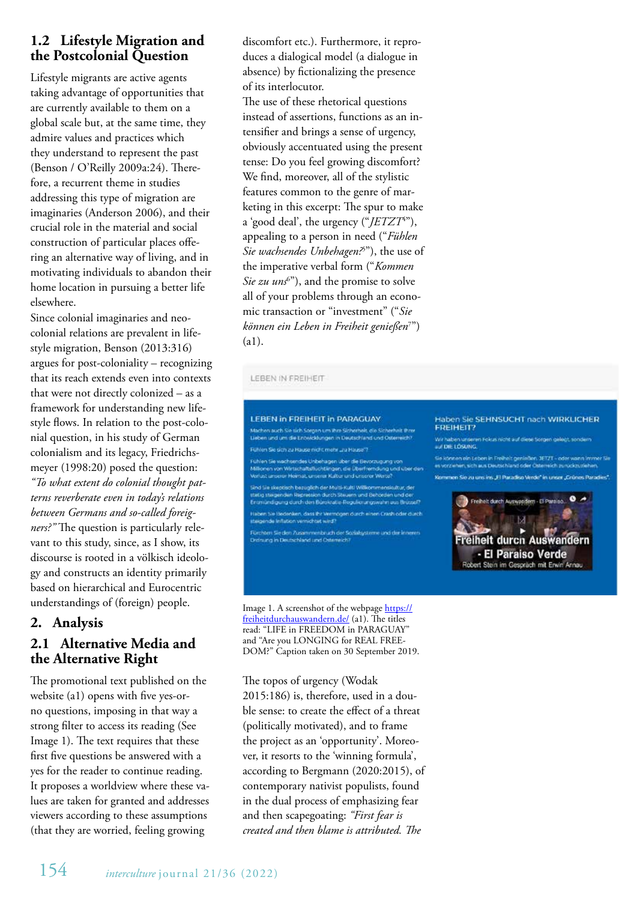## 1.2 Lifestyle Migration and the Postcolonial Question

Lifestyle migrants are active agents taking advantage of opportunities that are currently available to them on a global scale but, at the same time, they admire values and practices which they understand to represent the past (Benson / O'Reilly 2009a:24). Therefore, a recurrent theme in studies addressing this type of migration are imaginaries (Anderson 2006), and their crucial role in the material and social construction of particular places offering an alternative way of living, and in motivating individuals to abandon their home location in pursuing a better life elsewhere.

Since colonial imaginaries and neo-colonial relations are prevalent in lifestyle migration, Benson (2013:316) argues for post-coloniality – recognizing that its reach extends even into contexts that were not directly colonized – as a framework for understanding new lifestyle flows. In relation to the post-colonial question, in his study of German colonialism and its legacy, Friedrichsmeyer (1998:20) posed the question: *"To what extent do colonial thought patterns reverberate even in today's relations between Germans and so-called foreigners?"* The question is particularly relevant to this study, since, as I show, its discourse is rooted in a völkisch ideology and constructs an identity primarily based on hierarchical and Eurocentric understandings of (foreign) people.

# 2. Analysis

## 2.1 Alternative Media and the Alternative Right

The promotional text published on the website (a1) opens with five yes-or-no questions, imposing in that way a strong filter to access its reading (See Image 1). The text requires that these first five questions be answered with a yes for the reader to continue reading. It proposes a worldview where these values are taken for granted and addresses viewers according to these assumptions (that they are worried, feeling growing discomfort etc.). Furthermore, it reproduces a dialogical model (a dialogue in absence) by fictionalizing the presence of its interlocutor.

The use of these rhetorical questions instead of assertions, functions as an intensifier and brings a sense of urgency, obviously accentuated using the present tense: Do you feel growing discomfort? We find, moreover, all of the stylistic features common to the genre of marketing in this excerpt: The spur to make a 'good deal', the urgency ("*JETZT*[4]"), appealing to a person in need ("*Fühlen Sie wachsendes Unbehagen?*[5]"), the use of the imperative verbal form ("*Kommen Sie zu uns*[6]"), and the promise to solve all of your problems through an economic transaction or "investment" ("*Sie können ein Leben in Freiheit genießen*[7]") (a1).

Image 1. A screenshot of the webpage https://freiheitdurchauswandern.de/ (a1). The titles read: "LIFE in FREEDOM in PARAGUAY" and "Are you LONGING for REAL FREEDOM?" Caption taken on 30 September 2019.

The topos of urgency (Wodak 2015:186) is, therefore, used in a double sense: to create the effect of a threat (politically motivated), and to frame the project as an 'opportunity'. Moreover, it resorts to the 'winning formula', according to Bergmann (2020:2015), of contemporary nativist populists, found in the dual process of emphasizing fear and then scapegoating: *"First fear is created and then blame is attributed. The*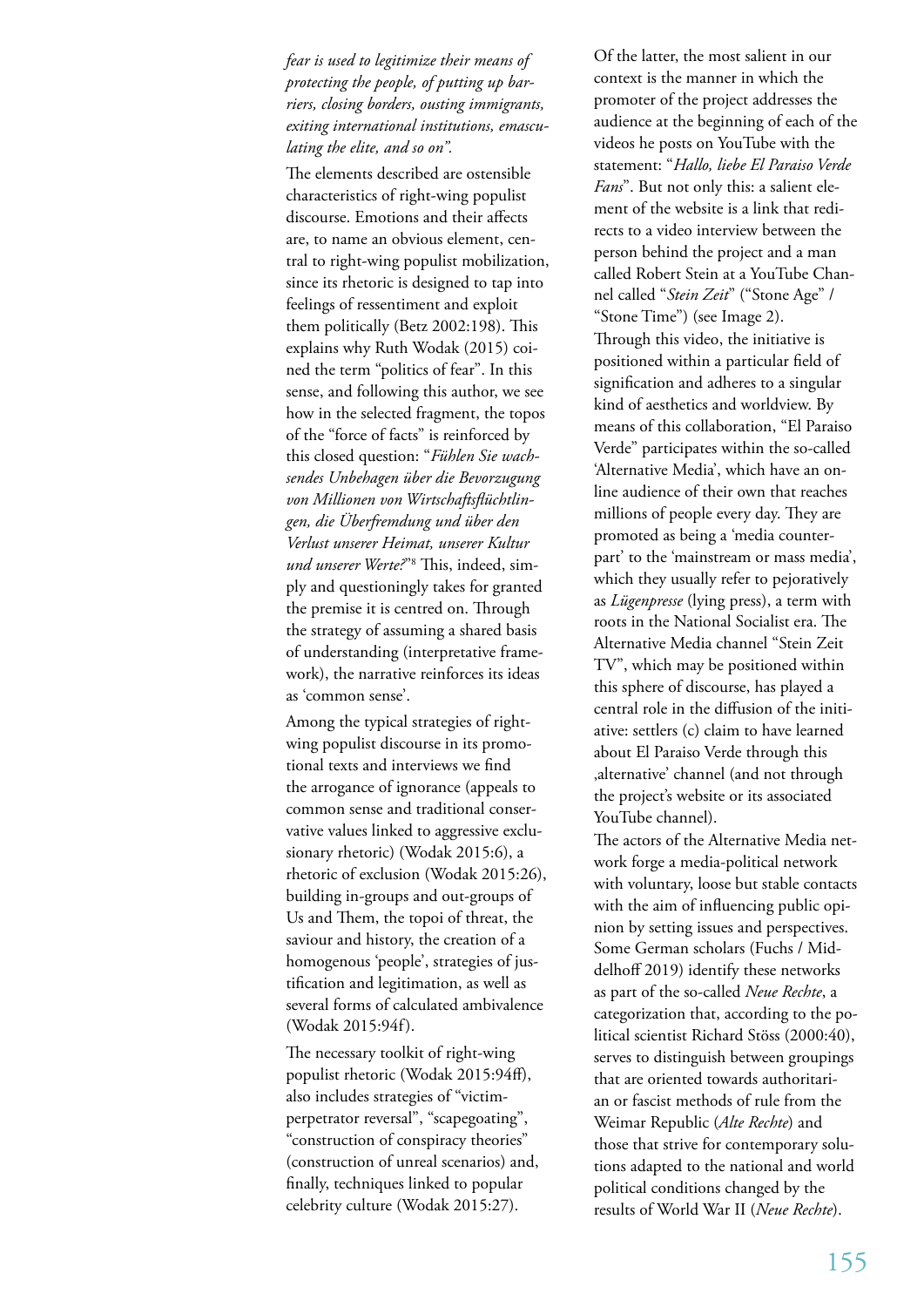*fear is used to legitimize their means of protecting the people, of putting up barriers, closing borders, ousting immigrants, exiting international institutions, emasculating the elite, and so on".*

The elements described are ostensible characteristics of right-wing populist discourse. Emotions and their affects are, to name an obvious element, central to right-wing populist mobilization, since its rhetoric is designed to tap into feelings of ressentiment and exploit them politically (Betz 2002:198). This explains why Ruth Wodak (2015) coined the term "politics of fear". In this sense, and following this author, we see how in the selected fragment, the topos of the "force of facts" is reinforced by this closed question: "*Fühlen Sie wachsendes Unbehagen über die Bevorzugung von Millionen von Wirtschaftsflüchtlingen, die Überfremdung und über den Verlust unserer Heimat, unserer Kultur und unserer Werte?*"[8] This, indeed, simply and questioningly takes for granted the premise it is centred on. Through the strategy of assuming a shared basis of understanding (interpretative framework), the narrative reinforces its ideas as 'common sense'.

Among the typical strategies of right-wing populist discourse in its promotional texts and interviews we find the arrogance of ignorance (appeals to common sense and traditional conservative values linked to aggressive exclusionary rhetoric) (Wodak 2015:6), a rhetoric of exclusion (Wodak 2015:26), building in-groups and out-groups of Us and Them, the topoi of threat, the saviour and history, the creation of a homogenous 'people', strategies of justification and legitimation, as well as several forms of calculated ambivalence (Wodak 2015:94f).

The necessary toolkit of right-wing populist rhetoric (Wodak 2015:94ff), also includes strategies of "victim-perpetrator reversal", "scapegoating", "construction of conspiracy theories" (construction of unreal scenarios) and, finally, techniques linked to popular celebrity culture (Wodak 2015:27).

Of the latter, the most salient in our context is the manner in which the promoter of the project addresses the audience at the beginning of each of the videos he posts on YouTube with the statement: "*Hallo, liebe El Paraiso Verde Fans*". But not only this: a salient element of the website is a link that redirects to a video interview between the person behind the project and a man called Robert Stein at a YouTube Channel called "*Stein Zeit*" ("Stone Age" / "Stone Time") (see Image 2).

Through this video, the initiative is positioned within a particular field of signification and adheres to a singular kind of aesthetics and worldview. By means of this collaboration, "El Paraiso Verde" participates within the so-called 'Alternative Media', which have an online audience of their own that reaches millions of people every day. They are promoted as being a 'media counterpart' to the 'mainstream or mass media', which they usually refer to pejoratively as *Lügenpresse* (lying press), a term with roots in the National Socialist era. The Alternative Media channel "Stein Zeit TV", which may be positioned within this sphere of discourse, has played a central role in the diffusion of the initiative: settlers (c) claim to have learned about El Paraiso Verde through this ‚alternative' channel (and not through the project's website or its associated YouTube channel).

The actors of the Alternative Media network forge a media-political network with voluntary, loose but stable contacts with the aim of influencing public opinion by setting issues and perspectives. Some German scholars (Fuchs / Middelhoff 2019) identify these networks as part of the so-called *Neue Rechte*, a categorization that, according to the political scientist Richard Stöss (2000:40), serves to distinguish between groupings that are oriented towards authoritarian or fascist methods of rule from the Weimar Republic (*Alte Rechte*) and those that strive for contemporary solutions adapted to the national and world political conditions changed by the results of World War II (*Neue Rechte*).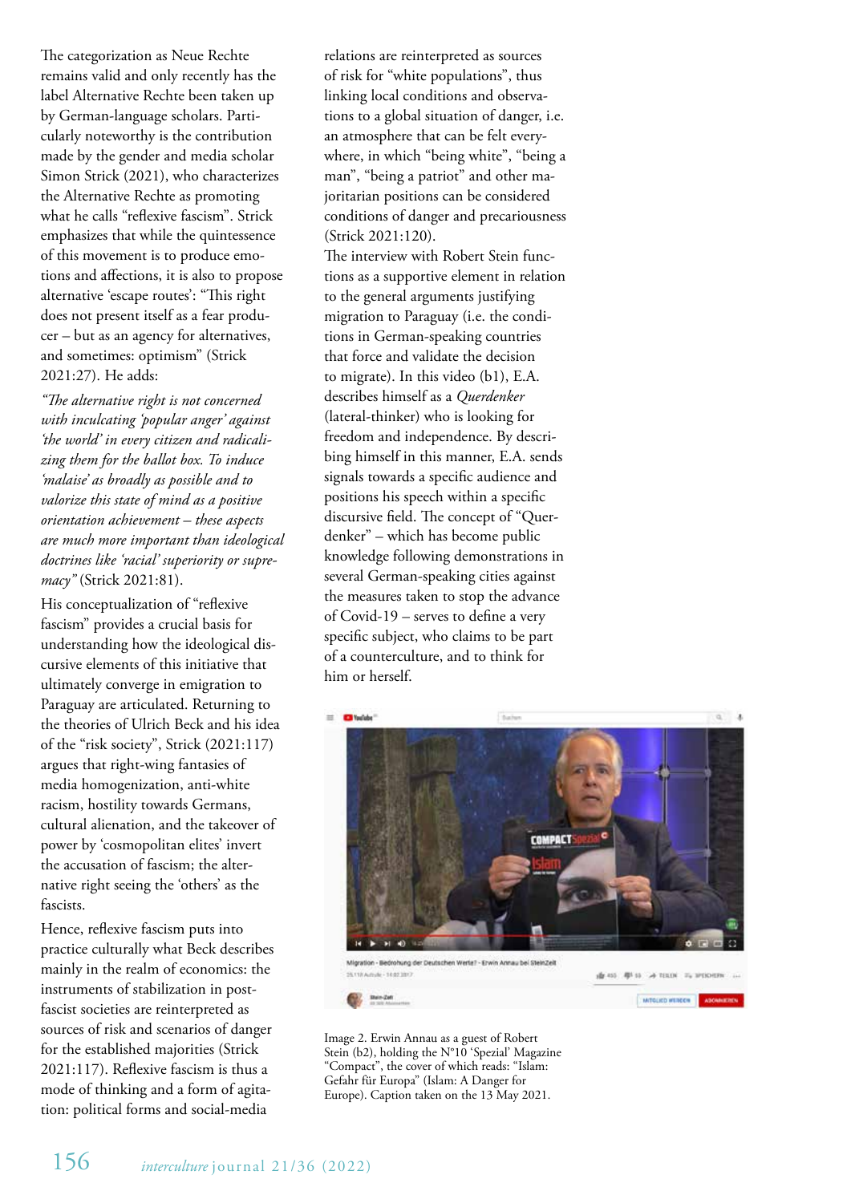The categorization as Neue Rechte remains valid and only recently has the label Alternative Rechte been taken up by German-language scholars. Particularly noteworthy is the contribution made by the gender and media scholar Simon Strick (2021), who characterizes the Alternative Rechte as promoting what he calls "reflexive fascism". Strick emphasizes that while the quintessence of this movement is to produce emotions and affections, it is also to propose alternative 'escape routes': "This right does not present itself as a fear producer – but as an agency for alternatives, and sometimes: optimism" (Strick 2021:27). He adds:

*"The alternative right is not concerned with inculcating 'popular anger' against 'the world' in every citizen and radicalizing them for the ballot box. To induce 'malaise' as broadly as possible and to valorize this state of mind as a positive orientation achievement – these aspects are much more important than ideological doctrines like 'racial' superiority or supremacy"* (Strick 2021:81).

His conceptualization of "reflexive fascism" provides a crucial basis for understanding how the ideological discursive elements of this initiative that ultimately converge in emigration to Paraguay are articulated. Returning to the theories of Ulrich Beck and his idea of the "risk society", Strick (2021:117) argues that right-wing fantasies of media homogenization, anti-white racism, hostility towards Germans, cultural alienation, and the takeover of power by 'cosmopolitan elites' invert the accusation of fascism; the alternative right seeing the 'others' as the fascists.

Hence, reflexive fascism puts into practice culturally what Beck describes mainly in the realm of economics: the instruments of stabilization in post-fascist societies are reinterpreted as sources of risk and scenarios of danger for the established majorities (Strick 2021:117). Reflexive fascism is thus a mode of thinking and a form of agitation: political forms and social-media relations are reinterpreted as sources of risk for "white populations", thus linking local conditions and observations to a global situation of danger, i.e. an atmosphere that can be felt everywhere, in which "being white", "being a man", "being a patriot" and other majoritarian positions can be considered conditions of danger and precariousness (Strick 2021:120).

The interview with Robert Stein functions as a supportive element in relation to the general arguments justifying migration to Paraguay (i.e. the conditions in German-speaking countries that force and validate the decision to migrate). In this video (b1), E.A. describes himself as a *Querdenker* (lateral-thinker) who is looking for freedom and independence. By describing himself in this manner, E.A. sends signals towards a specific audience and positions his speech within a specific discursive field. The concept of "Querdenker" – which has become public knowledge following demonstrations in several German-speaking cities against the measures taken to stop the advance of Covid-19 – serves to define a very specific subject, who claims to be part of a counterculture, and to think for him or herself.

Image 2. Erwin Annau as a guest of Robert Stein (b2), holding the N°10 'Spezial' Magazine "Compact", the cover of which reads: "Islam: Gefahr für Europa" (Islam: A Danger for Europe). Caption taken on the 13 May 2021.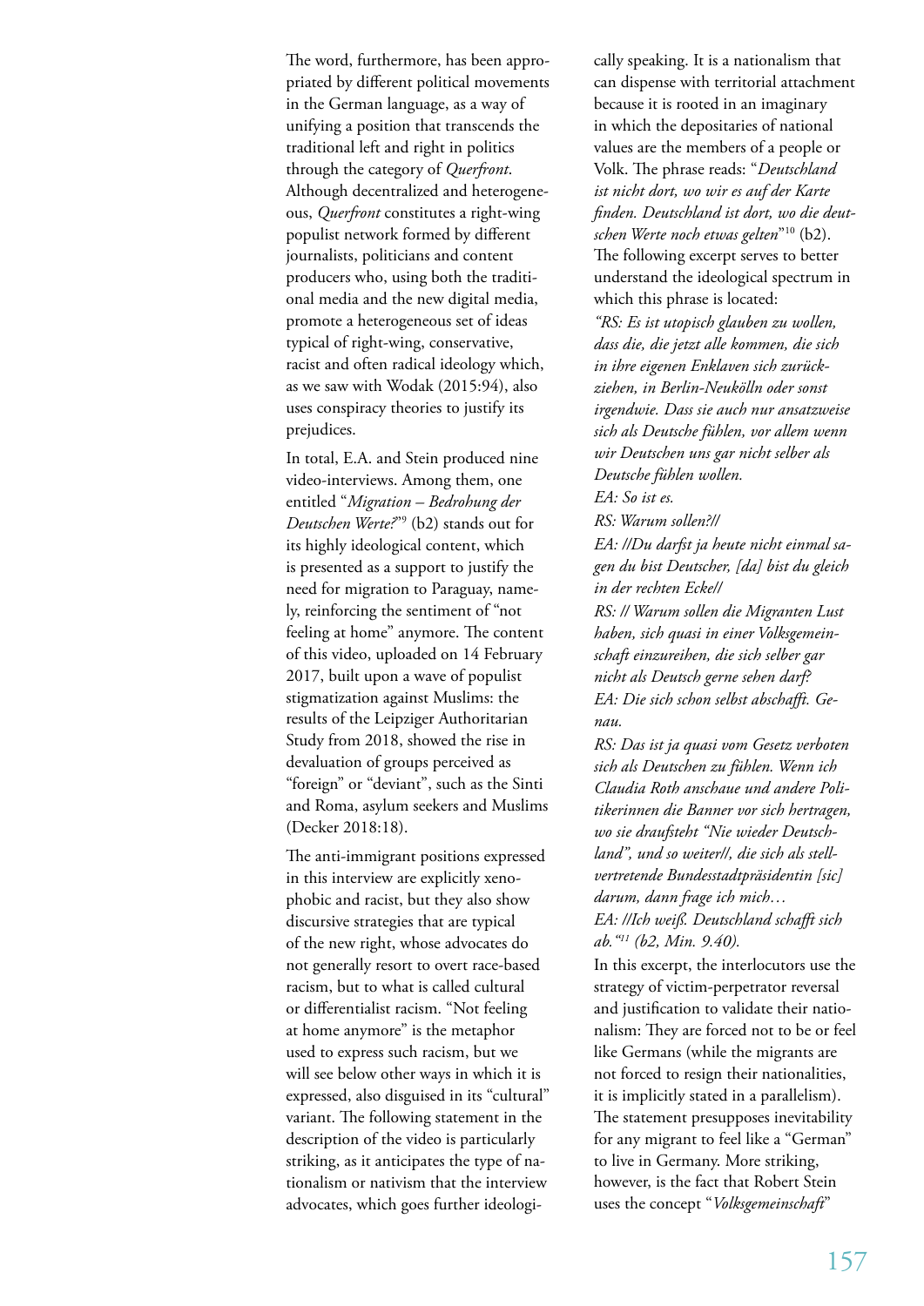The word, furthermore, has been appropriated by different political movements in the German language, as a way of unifying a position that transcends the traditional left and right in politics through the category of *Querfront*. Although decentralized and heterogeneous, *Querfront* constitutes a right-wing populist network formed by different journalists, politicians and content producers who, using both the traditional media and the new digital media, promote a heterogeneous set of ideas typical of right-wing, conservative, racist and often radical ideology which, as we saw with Wodak (2015:94), also uses conspiracy theories to justify its prejudices.

In total, E.A. and Stein produced nine video-interviews. Among them, one entitled "*Migration – Bedrohung der Deutschen Werte?*"[9] (b2) stands out for its highly ideological content, which is presented as a support to justify the need for migration to Paraguay, namely, reinforcing the sentiment of "not feeling at home" anymore. The content of this video, uploaded on 14 February 2017, built upon a wave of populist stigmatization against Muslims: the results of the Leipziger Authoritarian Study from 2018, showed the rise in devaluation of groups perceived as "foreign" or "deviant", such as the Sinti and Roma, asylum seekers and Muslims (Decker 2018:18).

The anti-immigrant positions expressed in this interview are explicitly xenophobic and racist, but they also show discursive strategies that are typical of the new right, whose advocates do not generally resort to overt race-based racism, but to what is called cultural or differentialist racism. "Not feeling at home anymore" is the metaphor used to express such racism, but we will see below other ways in which it is expressed, also disguised in its "cultural" variant. The following statement in the description of the video is particularly striking, as it anticipates the type of nationalism or nativism that the interview advocates, which goes further ideologically speaking. It is a nationalism that can dispense with territorial attachment because it is rooted in an imaginary in which the depositaries of national values are the members of a people or Volk. The phrase reads: "*Deutschland ist nicht dort, wo wir es auf der Karte finden. Deutschland ist dort, wo die deutschen Werte noch etwas gelten*"[10] (b2). The following excerpt serves to better understand the ideological spectrum in which this phrase is located:

*"RS: Es ist utopisch glauben zu wollen, dass die, die jetzt alle kommen, die sich in ihre eigenen Enklaven sich zurückziehen, in Berlin-Neukölln oder sonst irgendwie. Dass sie auch nur ansatzweise sich als Deutsche fühlen, vor allem wenn wir Deutschen uns gar nicht selber als Deutsche fühlen wollen.*

*EA: So ist es.*

*RS: Warum sollen?//*

*EA: //Du darfst ja heute nicht einmal sagen du bist Deutscher, [da] bist du gleich in der rechten Ecke//*

*RS: // Warum sollen die Migranten Lust haben, sich quasi in einer Volksgemeinschaft einzureihen, die sich selber gar nicht als Deutsch gerne sehen darf?*

*EA: Die sich schon selbst abschafft. Genau.*

*RS: Das ist ja quasi vom Gesetz verboten sich als Deutschen zu fühlen. Wenn ich Claudia Roth anschaue und andere Politikerinnen die Banner vor sich hertragen, wo sie draufsteht "Nie wieder Deutschland", und so weiter//, die sich als stellvertretende Bundesstadtpräsidentin [sic] darum, dann frage ich mich…*

*EA: //Ich weiß. Deutschland schafft sich ab."[11] (b2, Min. 9.40).*

In this excerpt, the interlocutors use the strategy of victim-perpetrator reversal and justification to validate their nationalism: They are forced not to be or feel like Germans (while the migrants are not forced to resign their nationalities, it is implicitly stated in a parallelism). The statement presupposes inevitability for any migrant to feel like a "German" to live in Germany. More striking, however, is the fact that Robert Stein uses the concept "*Volksgemeinschaft*"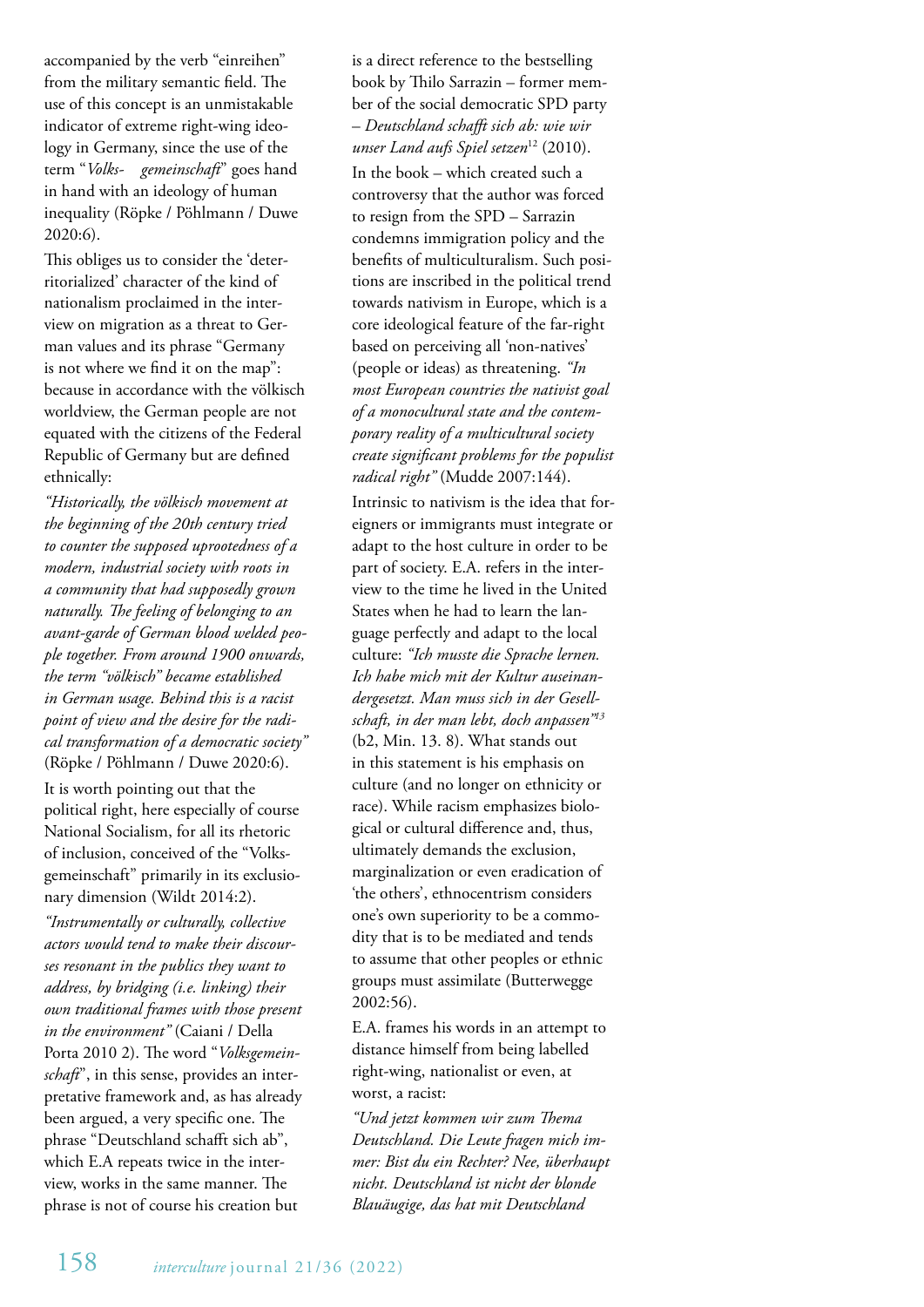accompanied by the verb "einreihen" from the military semantic field. The use of this concept is an unmistakable indicator of extreme right-wing ideology in Germany, since the use of the term "*Volks- gemeinschaft*" goes hand in hand with an ideology of human inequality (Röpke / Pöhlmann / Duwe 2020:6).

This obliges us to consider the 'deterritorialized' character of the kind of nationalism proclaimed in the interview on migration as a threat to German values and its phrase "Germany is not where we find it on the map": because in accordance with the völkisch worldview, the German people are not equated with the citizens of the Federal Republic of Germany but are defined ethnically:

*"Historically, the völkisch movement at the beginning of the 20th century tried to counter the supposed uprootedness of a modern, industrial society with roots in a community that had supposedly grown naturally. The feeling of belonging to an avant-garde of German blood welded people together. From around 1900 onwards, the term "völkisch" became established in German usage. Behind this is a racist point of view and the desire for the radical transformation of a democratic society"* (Röpke / Pöhlmann / Duwe 2020:6).

It is worth pointing out that the political right, here especially of course National Socialism, for all its rhetoric of inclusion, conceived of the "Volksgemeinschaft" primarily in its exclusionary dimension (Wildt 2014:2).

*"Instrumentally or culturally, collective actors would tend to make their discourses resonant in the publics they want to address, by bridging (i.e. linking) their own traditional frames with those present in the environment"* (Caiani / Della Porta 2010 2). The word "*Volksgemeinschaft*", in this sense, provides an interpretative framework and, as has already been argued, a very specific one. The phrase "Deutschland schafft sich ab", which E.A repeats twice in the interview, works in the same manner. The phrase is not of course his creation but is a direct reference to the bestselling book by Thilo Sarrazin – former member of the social democratic SPD party – *Deutschland schafft sich ab: wie wir unser Land aufs Spiel setzen*[12] (2010).

In the book – which created such a controversy that the author was forced to resign from the SPD – Sarrazin condemns immigration policy and the benefits of multiculturalism. Such positions are inscribed in the political trend towards nativism in Europe, which is a core ideological feature of the far-right based on perceiving all 'non-natives' (people or ideas) as threatening. *"In most European countries the nativist goal of a monocultural state and the contemporary reality of a multicultural society create significant problems for the populist radical right"* (Mudde 2007:144).

Intrinsic to nativism is the idea that foreigners or immigrants must integrate or adapt to the host culture in order to be part of society. E.A. refers in the interview to the time he lived in the United States when he had to learn the language perfectly and adapt to the local culture: *"Ich musste die Sprache lernen. Ich habe mich mit der Kultur auseinandergesetzt. Man muss sich in der Gesellschaft, in der man lebt, doch anpassen"*[13] (b2, Min. 13. 8). What stands out in this statement is his emphasis on culture (and no longer on ethnicity or race). While racism emphasizes biological or cultural difference and, thus, ultimately demands the exclusion, marginalization or even eradication of 'the others', ethnocentrism considers one's own superiority to be a commodity that is to be mediated and tends to assume that other peoples or ethnic groups must assimilate (Butterwegge 2002:56).

E.A. frames his words in an attempt to distance himself from being labelled right-wing, nationalist or even, at worst, a racist:

*"Und jetzt kommen wir zum Thema Deutschland. Die Leute fragen mich immer: Bist du ein Rechter? Nee, überhaupt nicht. Deutschland ist nicht der blonde Blauäugige, das hat mit Deutschland*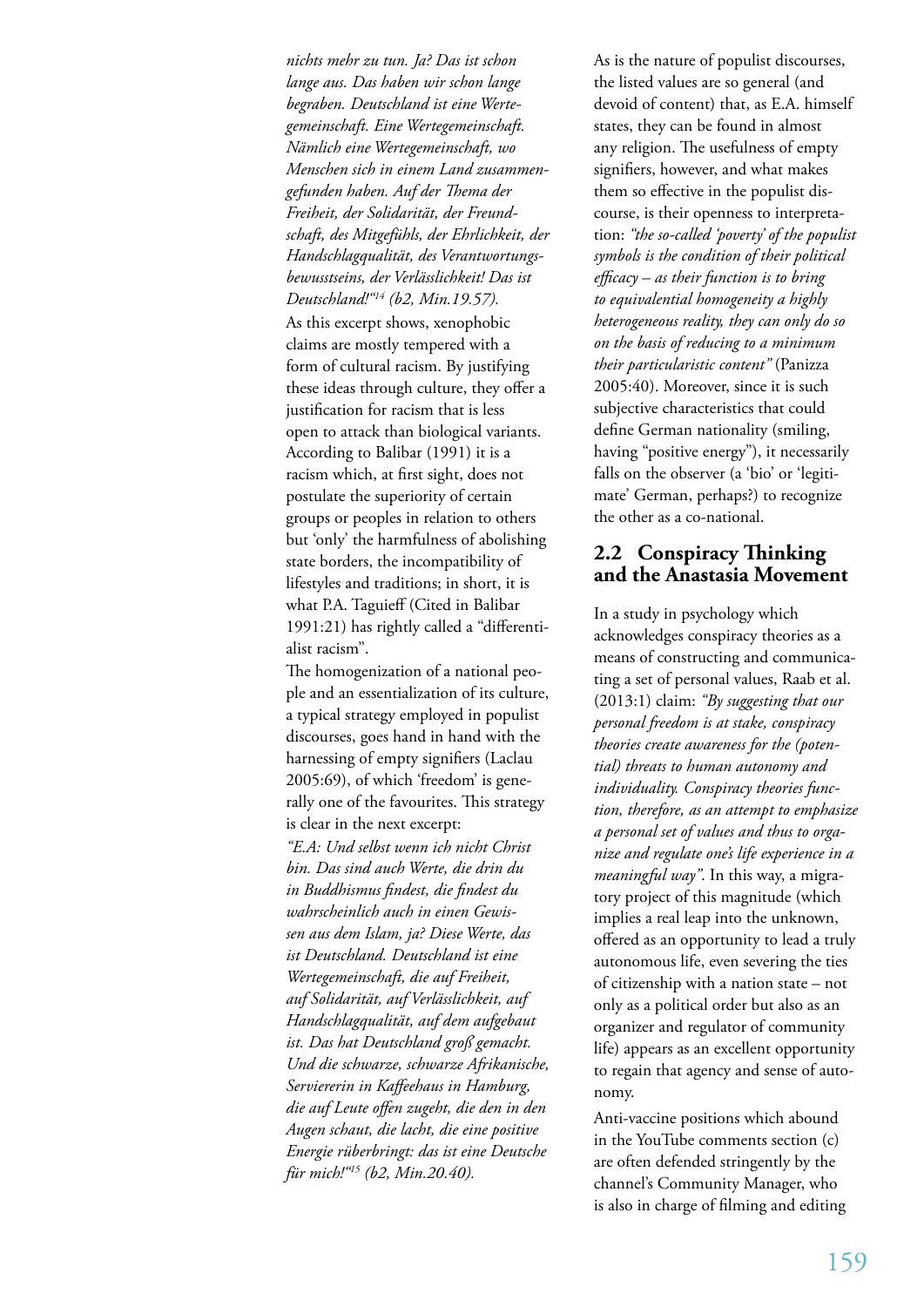*nichts mehr zu tun. Ja? Das ist schon lange aus. Das haben wir schon lange begraben. Deutschland ist eine Wertegemeinschaft. Eine Wertegemeinschaft. Nämlich eine Wertegemeinschaft, wo Menschen sich in einem Land zusammengefunden haben. Auf der Thema der Freiheit, der Solidarität, der Freundschaft, des Mitgefühls, der Ehrlichkeit, der Handschlagqualität, des Verantwortungsbewusstseins, der Verlässlichkeit! Das ist Deutschland!"*[14] *(b2, Min.19.57).*

As this excerpt shows, xenophobic claims are mostly tempered with a form of cultural racism. By justifying these ideas through culture, they offer a justification for racism that is less open to attack than biological variants. According to Balibar (1991) it is a racism which, at first sight, does not postulate the superiority of certain groups or peoples in relation to others but 'only' the harmfulness of abolishing state borders, the incompatibility of lifestyles and traditions; in short, it is what P.A. Taguieff (Cited in Balibar 1991:21) has rightly called a "differentialist racism".

The homogenization of a national people and an essentialization of its culture, a typical strategy employed in populist discourses, goes hand in hand with the harnessing of empty signifiers (Laclau 2005:69), of which 'freedom' is generally one of the favourites. This strategy is clear in the next excerpt:

*"E.A: Und selbst wenn ich nicht Christ bin. Das sind auch Werte, die drin du in Buddhismus findest, die findest du wahrscheinlich auch in einen Gewissen aus dem Islam, ja? Diese Werte, das ist Deutschland. Deutschland ist eine Wertegemeinschaft, die auf Freiheit, auf Solidarität, auf Verlässlichkeit, auf Handschlagqualität, auf dem aufgebaut ist. Das hat Deutschland groß gemacht. Und die schwarze, schwarze Afrikanische, Serviererin in Kaffeehaus in Hamburg, die auf Leute offen zugeht, die den in den Augen schaut, die lacht, die eine positive Energie rüberbringt: das ist eine Deutsche für mich!"*[15] *(b2, Min.20.40).*

As is the nature of populist discourses, the listed values are so general (and devoid of content) that, as E.A. himself states, they can be found in almost any religion. The usefulness of empty signifiers, however, and what makes them so effective in the populist discourse, is their openness to interpretation: *"the so-called 'poverty' of the populist symbols is the condition of their political efficacy – as their function is to bring to equivalential homogeneity a highly heterogeneous reality, they can only do so on the basis of reducing to a minimum their particularistic content"* (Panizza 2005:40). Moreover, since it is such subjective characteristics that could define German nationality (smiling, having "positive energy"), it necessarily falls on the observer (a 'bio' or 'legitimate' German, perhaps?) to recognize the other as a co-national.

## 2.2 Conspiracy Thinking and the Anastasia Movement

In a study in psychology which acknowledges conspiracy theories as a means of constructing and communicating a set of personal values, Raab et al. (2013:1) claim: *"By suggesting that our personal freedom is at stake, conspiracy theories create awareness for the (potential) threats to human autonomy and individuality. Conspiracy theories function, therefore, as an attempt to emphasize a personal set of values and thus to organize and regulate one's life experience in a meaningful way"*. In this way, a migratory project of this magnitude (which implies a real leap into the unknown, offered as an opportunity to lead a truly autonomous life, even severing the ties of citizenship with a nation state – not only as a political order but also as an organizer and regulator of community life) appears as an excellent opportunity to regain that agency and sense of autonomy.

Anti-vaccine positions which abound in the YouTube comments section (c) are often defended stringently by the channel's Community Manager, who is also in charge of filming and editing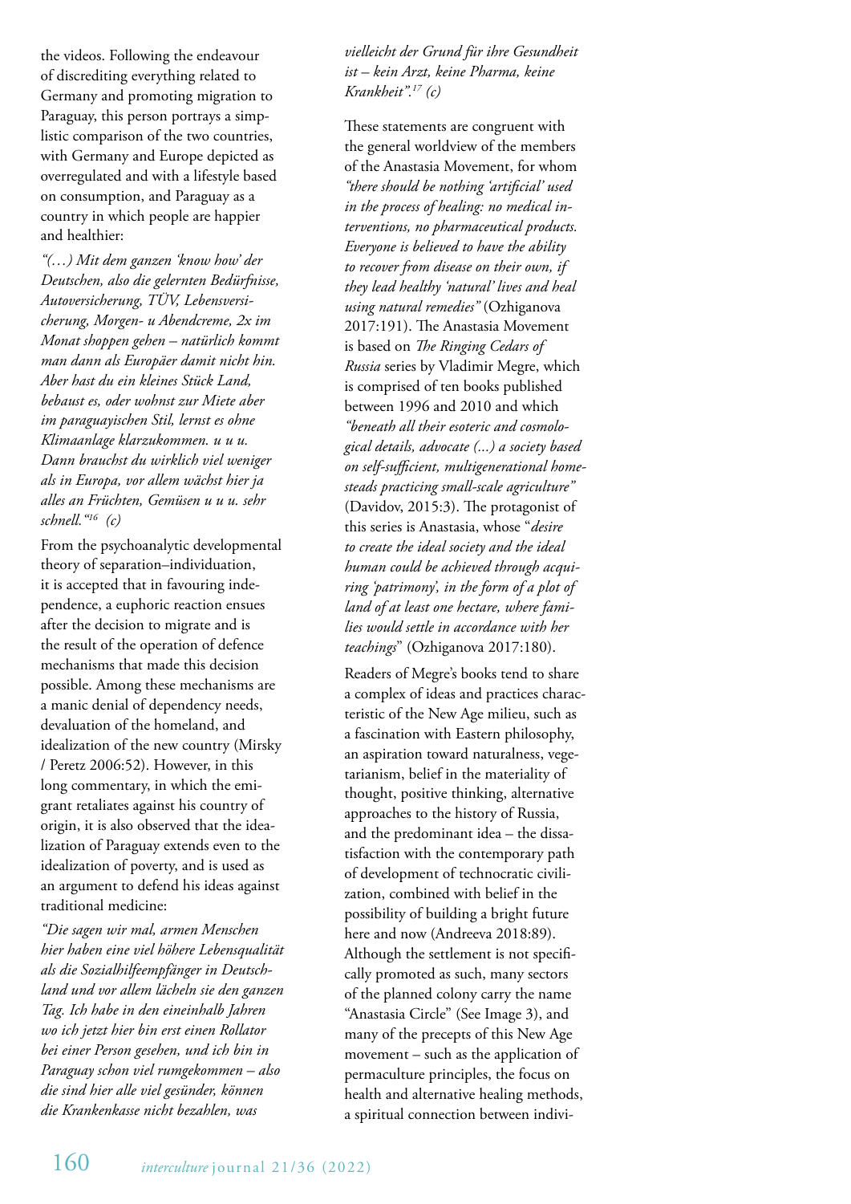the videos. Following the endeavour of discrediting everything related to Germany and promoting migration to Paraguay, this person portrays a simplistic comparison of the two countries, with Germany and Europe depicted as overregulated and with a lifestyle based on consumption, and Paraguay as a country in which people are happier and healthier:

*"(…) Mit dem ganzen 'know how' der Deutschen, also die gelernten Bedürfnisse, Autoversicherung, TÜV, Lebensversicherung, Morgen- u Abendcreme, 2x im Monat shoppen gehen – natürlich kommt man dann als Europäer damit nicht hin. Aber hast du ein kleines Stück Land, bebaust es, oder wohnst zur Miete aber im paraguayischen Stil, lernst es ohne Klimaanlage klarzukommen. u u u. Dann brauchst du wirklich viel weniger als in Europa, vor allem wächst hier ja alles an Früchten, Gemüsen u u u. sehr schnell."[16] (c)*

From the psychoanalytic developmental theory of separation–individuation, it is accepted that in favouring independence, a euphoric reaction ensues after the decision to migrate and is the result of the operation of defence mechanisms that made this decision possible. Among these mechanisms are a manic denial of dependency needs, devaluation of the homeland, and idealization of the new country (Mirsky / Peretz 2006:52). However, in this long commentary, in which the emigrant retaliates against his country of origin, it is also observed that the idealization of Paraguay extends even to the idealization of poverty, and is used as an argument to defend his ideas against traditional medicine:

*"Die sagen wir mal, armen Menschen hier haben eine viel höhere Lebensqualität als die Sozialhilfeempfänger in Deutschland und vor allem lächeln sie den ganzen Tag. Ich habe in den eineinhalb Jahren wo ich jetzt hier bin erst einen Rollator bei einer Person gesehen, und ich bin in Paraguay schon viel rumgekommen – also die sind hier alle viel gesünder, können die Krankenkasse nicht bezahlen, was vielleicht der Grund für ihre Gesundheit ist – kein Arzt, keine Pharma, keine Krankheit".[17] (c)*

These statements are congruent with the general worldview of the members of the Anastasia Movement, for whom *"there should be nothing 'artificial' used in the process of healing: no medical interventions, no pharmaceutical products. Everyone is believed to have the ability to recover from disease on their own, if they lead healthy 'natural' lives and heal using natural remedies"* (Ozhiganova 2017:191). The Anastasia Movement is based on *The Ringing Cedars of Russia* series by Vladimir Megre, which is comprised of ten books published between 1996 and 2010 and which *"beneath all their esoteric and cosmological details, advocate (...) a society based on self-sufficient, multigenerational homesteads practicing small-scale agriculture"* (Davidov, 2015:3). The protagonist of this series is Anastasia, whose "*desire to create the ideal society and the ideal human could be achieved through acquiring 'patrimony', in the form of a plot of land of at least one hectare, where families would settle in accordance with her teachings*" (Ozhiganova 2017:180).

Readers of Megre's books tend to share a complex of ideas and practices characteristic of the New Age milieu, such as a fascination with Eastern philosophy, an aspiration toward naturalness, vegetarianism, belief in the materiality of thought, positive thinking, alternative approaches to the history of Russia, and the predominant idea – the dissatisfaction with the contemporary path of development of technocratic civilization, combined with belief in the possibility of building a bright future here and now (Andreeva 2018:89). Although the settlement is not specifically promoted as such, many sectors of the planned colony carry the name "Anastasia Circle" (See Image 3), and many of the precepts of this New Age movement – such as the application of permaculture principles, the focus on health and alternative healing methods, a spiritual connection between indivi-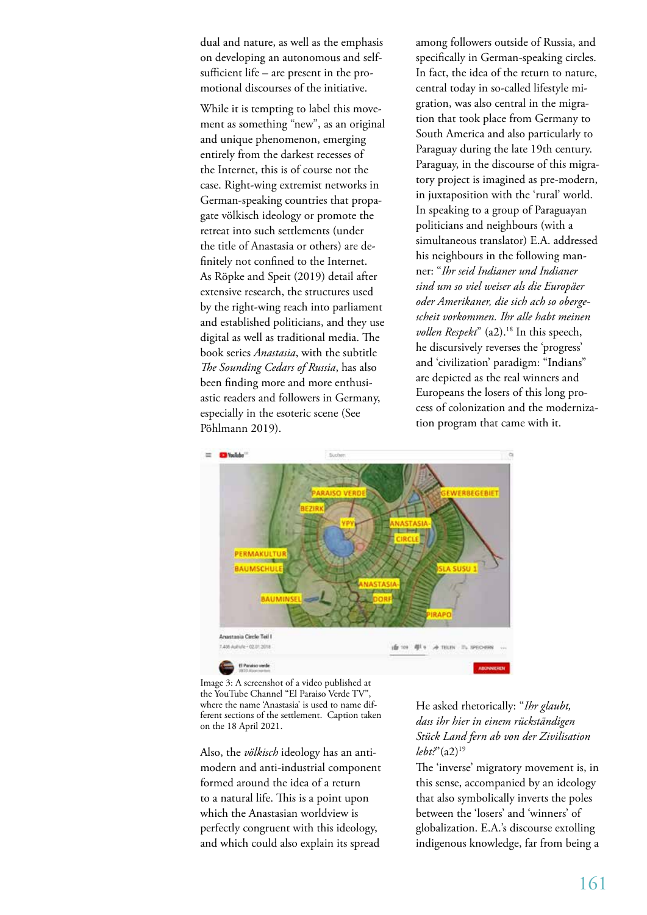dual and nature, as well as the emphasis on developing an autonomous and self-sufficient life – are present in the promotional discourses of the initiative.

While it is tempting to label this movement as something "new", as an original and unique phenomenon, emerging entirely from the darkest recesses of the Internet, this is of course not the case. Right-wing extremist networks in German-speaking countries that propagate völkisch ideology or promote the retreat into such settlements (under the title of Anastasia or others) are definitely not confined to the Internet. As Röpke and Speit (2019) detail after extensive research, the structures used by the right-wing reach into parliament and established politicians, and they use digital as well as traditional media. The book series *Anastasia*, with the subtitle *The Sounding Cedars of Russia*, has also been finding more and more enthusiastic readers and followers in Germany, especially in the esoteric scene (See Pöhlmann 2019).

Image 3: A screenshot of a video published at the YouTube Channel "El Paraiso Verde TV", where the name 'Anastasia' is used to name different sections of the settlement. Caption taken on the 18 April 2021.

Also, the *völkisch* ideology has an anti-modern and anti-industrial component formed around the idea of a return to a natural life. This is a point upon which the Anastasian worldview is perfectly congruent with this ideology, and which could also explain its spread among followers outside of Russia, and specifically in German-speaking circles. In fact, the idea of the return to nature, central today in so-called lifestyle migration, was also central in the migration that took place from Germany to South America and also particularly to Paraguay during the late 19th century. Paraguay, in the discourse of this migratory project is imagined as pre-modern, in juxtaposition with the 'rural' world. In speaking to a group of Paraguayan politicians and neighbours (with a simultaneous translator) E.A. addressed his neighbours in the following manner: "*Ihr seid Indianer und Indianer sind um so viel weiser als die Europäer oder Amerikaner, die sich ach so obergescheit vorkommen. Ihr alle habt meinen vollen Respekt*" (a2).[18] In this speech, he discursively reverses the 'progress' and 'civilization' paradigm: "Indians" are depicted as the real winners and Europeans the losers of this long process of colonization and the modernization program that came with it.

He asked rhetorically: "*Ihr glaubt, dass ihr hier in einem rückständigen Stück Land fern ab von der Zivilisation lebt?*" (a2)[19]

The 'inverse' migratory movement is, in this sense, accompanied by an ideology that also symbolically inverts the poles between the 'losers' and 'winners' of globalization. E.A.'s discourse extolling indigenous knowledge, far from being a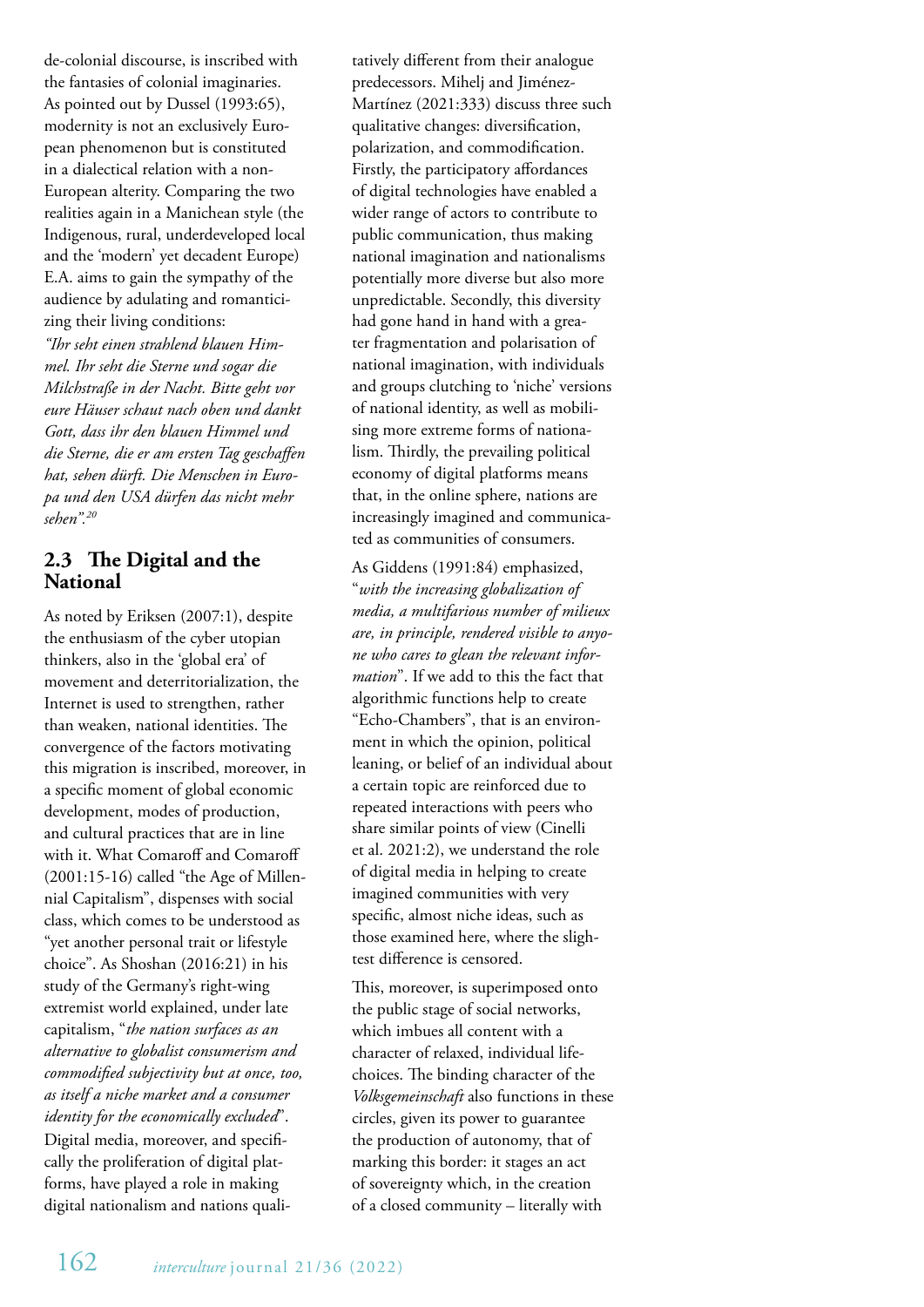de-colonial discourse, is inscribed with the fantasies of colonial imaginaries. As pointed out by Dussel (1993:65), modernity is not an exclusively European phenomenon but is constituted in a dialectical relation with a non-European alterity. Comparing the two realities again in a Manichean style (the Indigenous, rural, underdeveloped local and the 'modern' yet decadent Europe) E.A. aims to gain the sympathy of the audience by adulating and romanticizing their living conditions:

*"Ihr seht einen strahlend blauen Himmel. Ihr seht die Sterne und sogar die Milchstraße in der Nacht. Bitte geht vor eure Häuser schaut nach oben und dankt Gott, dass ihr den blauen Himmel und die Sterne, die er am ersten Tag geschaffen hat, sehen dürft. Die Menschen in Europa und den USA dürfen das nicht mehr sehen".*[20]

## 2.3 The Digital and the National

As noted by Eriksen (2007:1), despite the enthusiasm of the cyber utopian thinkers, also in the 'global era' of movement and deterritorialization, the Internet is used to strengthen, rather than weaken, national identities. The convergence of the factors motivating this migration is inscribed, moreover, in a specific moment of global economic development, modes of production, and cultural practices that are in line with it. What Comaroff and Comaroff (2001:15-16) called "the Age of Millennial Capitalism", dispenses with social class, which comes to be understood as "yet another personal trait or lifestyle choice". As Shoshan (2016:21) in his study of the Germany's right-wing extremist world explained, under late capitalism, "*the nation surfaces as an alternative to globalist consumerism and commodified subjectivity but at once, too, as itself a niche market and a consumer identity for the economically excluded*". Digital media, moreover, and specifically the proliferation of digital platforms, have played a role in making digital nationalism and nations qualitatively different from their analogue predecessors. Mihelj and Jiménez-Martínez (2021:333) discuss three such qualitative changes: diversification, polarization, and commodification. Firstly, the participatory affordances of digital technologies have enabled a wider range of actors to contribute to public communication, thus making national imagination and nationalisms potentially more diverse but also more unpredictable. Secondly, this diversity had gone hand in hand with a greater fragmentation and polarisation of national imagination, with individuals and groups clutching to 'niche' versions of national identity, as well as mobilising more extreme forms of nationalism. Thirdly, the prevailing political economy of digital platforms means that, in the online sphere, nations are increasingly imagined and communicated as communities of consumers.

As Giddens (1991:84) emphasized, "*with the increasing globalization of media, a multifarious number of milieux are, in principle, rendered visible to anyone who cares to glean the relevant information*". If we add to this the fact that algorithmic functions help to create "Echo-Chambers", that is an environment in which the opinion, political leaning, or belief of an individual about a certain topic are reinforced due to repeated interactions with peers who share similar points of view (Cinelli et al. 2021:2), we understand the role of digital media in helping to create imagined communities with very specific, almost niche ideas, such as those examined here, where the slightest difference is censored.

This, moreover, is superimposed onto the public stage of social networks, which imbues all content with a character of relaxed, individual life-choices. The binding character of the *Volksgemeinschaft* also functions in these circles, given its power to guarantee the production of autonomy, that of marking this border: it stages an act of sovereignty which, in the creation of a closed community – literally with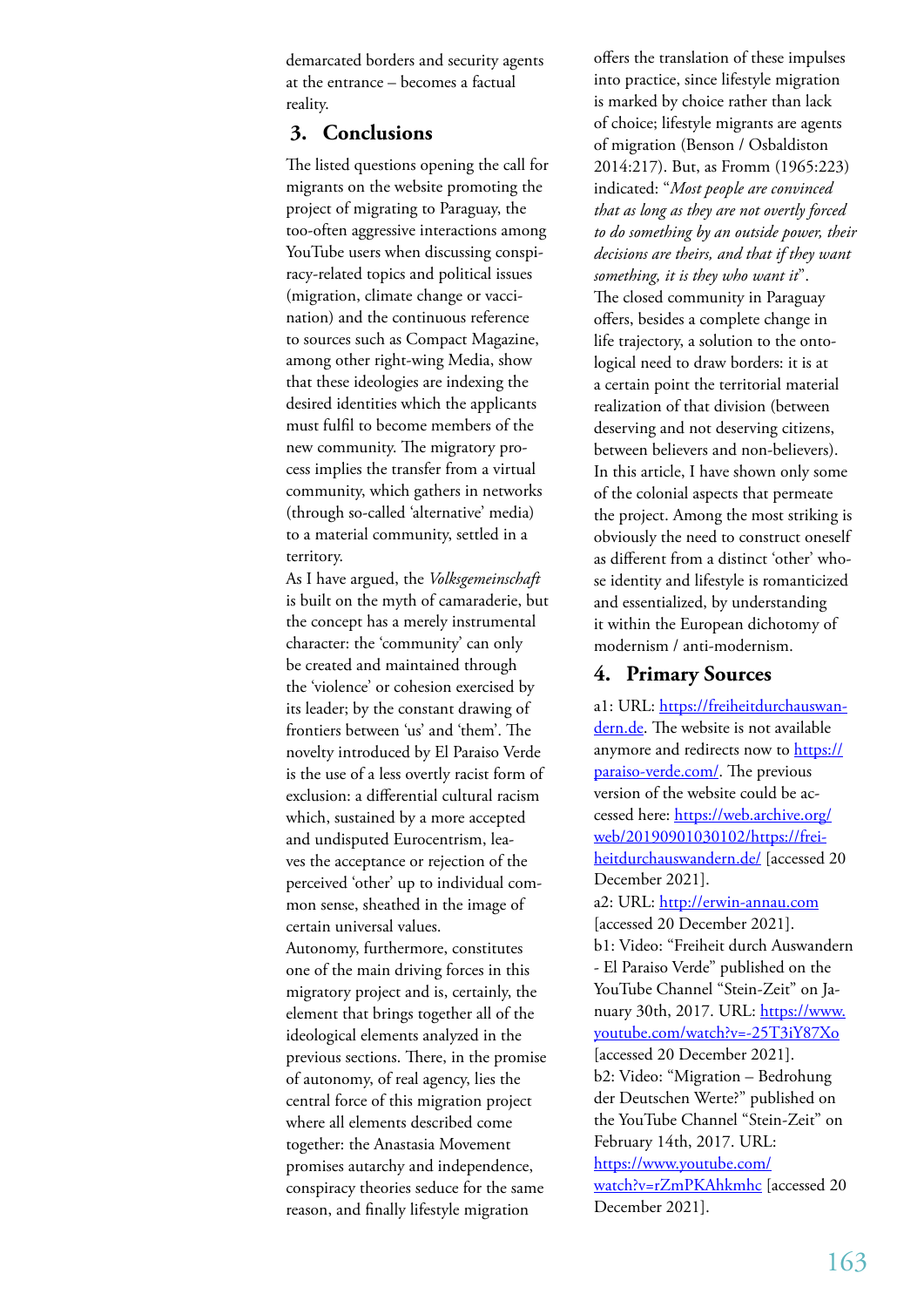demarcated borders and security agents at the entrance – becomes a factual reality.

## 3. Conclusions

The listed questions opening the call for migrants on the website promoting the project of migrating to Paraguay, the too-often aggressive interactions among YouTube users when discussing conspiracy-related topics and political issues (migration, climate change or vaccination) and the continuous reference to sources such as Compact Magazine, among other right-wing Media, show that these ideologies are indexing the desired identities which the applicants must fulfil to become members of the new community. The migratory process implies the transfer from a virtual community, which gathers in networks (through so-called 'alternative' media) to a material community, settled in a territory.

As I have argued, the *Volksgemeinschaft* is built on the myth of camaraderie, but the concept has a merely instrumental character: the 'community' can only be created and maintained through the 'violence' or cohesion exercised by its leader; by the constant drawing of frontiers between 'us' and 'them'. The novelty introduced by El Paraiso Verde is the use of a less overtly racist form of exclusion: a differential cultural racism which, sustained by a more accepted and undisputed Eurocentrism, leaves the acceptance or rejection of the perceived 'other' up to individual common sense, sheathed in the image of certain universal values.

Autonomy, furthermore, constitutes one of the main driving forces in this migratory project and is, certainly, the element that brings together all of the ideological elements analyzed in the previous sections. There, in the promise of autonomy, of real agency, lies the central force of this migration project where all elements described come together: the Anastasia Movement promises autarchy and independence, conspiracy theories seduce for the same reason, and finally lifestyle migration offers the translation of these impulses into practice, since lifestyle migration is marked by choice rather than lack of choice; lifestyle migrants are agents of migration (Benson / Osbaldiston 2014:217). But, as Fromm (1965:223) indicated: "*Most people are convinced that as long as they are not overtly forced to do something by an outside power, their decisions are theirs, and that if they want something, it is they who want it*".

The closed community in Paraguay offers, besides a complete change in life trajectory, a solution to the ontological need to draw borders: it is at a certain point the territorial material realization of that division (between deserving and not deserving citizens, between believers and non-believers).

In this article, I have shown only some of the colonial aspects that permeate the project. Among the most striking is obviously the need to construct oneself as different from a distinct 'other' whose identity and lifestyle is romanticized and essentialized, by understanding it within the European dichotomy of modernism / anti-modernism.

## 4. Primary Sources

a1: URL: https://freiheitdurchauswandern.de. The website is not available anymore and redirects now to https://paraiso-verde.com/. The previous version of the website could be accessed here: https://web.archive.org/web/20190901030102/https://freiheitdurchauswandern.de/ [accessed 20 December 2021].

a2: URL: http://erwin-annau.com [accessed 20 December 2021].

b1: Video: "Freiheit durch Auswandern - El Paraiso Verde" published on the YouTube Channel "Stein-Zeit" on January 30th, 2017. URL: https://www.youtube.com/watch?v=-25T3iY87Xo [accessed 20 December 2021].

b2: Video: "Migration – Bedrohung der Deutschen Werte?" published on the YouTube Channel "Stein-Zeit" on February 14th, 2017. URL: https://www.youtube.com/watch?v=rZmPKAhkmhc [accessed 20 December 2021].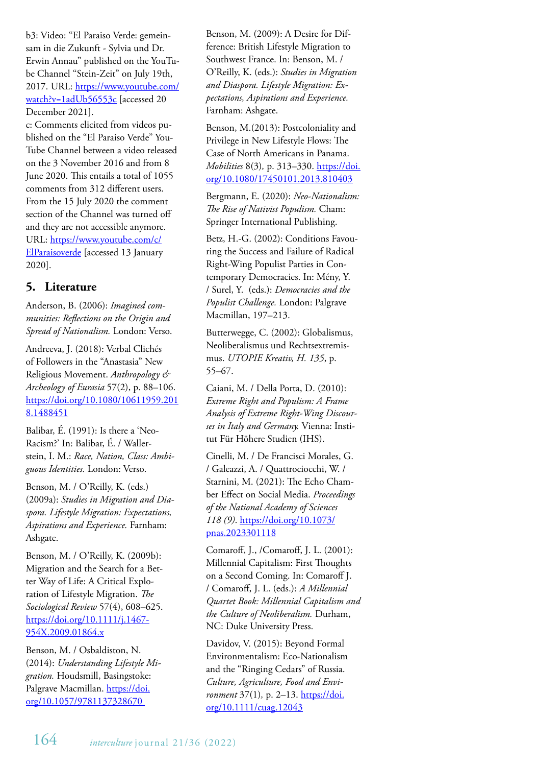b3: Video: "El Paraiso Verde: gemeinsam in die Zukunft - Sylvia und Dr. Erwin Annau" published on the YouTube Channel "Stein-Zeit" on July 19th, 2017. URL: https://www.youtube.com/watch?v=1adUb56553c [accessed 20 December 2021].

c: Comments elicited from videos published on the "El Paraiso Verde" YouTube Channel between a video released on the 3 November 2016 and from 8 June 2020. This entails a total of 1055 comments from 312 different users. From the 15 July 2020 the comment section of the Channel was turned off and they are not accessible anymore. URL: https://www.youtube.com/c/ElParaisoverde [accessed 13 January 2020].

## 5. Literature

Anderson, B. (2006): *Imagined communities: Reflections on the Origin and Spread of Nationalism.* London: Verso.

Andreeva, J. (2018): Verbal Clichés of Followers in the "Anastasia" New Religious Movement. *Anthropology & Archeology of Eurasia* 57(2), p. 88–106. https://doi.org/10.1080/10611959.2018.1488451

Balibar, É. (1991): Is there a 'Neo-Racism?' In: Balibar, É. / Wallerstein, I. M.: *Race, Nation, Class: Ambiguous Identities.* London: Verso.

Benson, M. / O'Reilly, K. (eds.) (2009a): *Studies in Migration and Diaspora. Lifestyle Migration: Expectations, Aspirations and Experience.* Farnham: Ashgate.

Benson, M. / O'Reilly, K. (2009b): Migration and the Search for a Better Way of Life: A Critical Exploration of Lifestyle Migration. *The Sociological Review* 57(4), 608–625. https://doi.org/10.1111/j.1467-954X.2009.01864.x

Benson, M. / Osbaldiston, N. (2014): *Understanding Lifestyle Migration.* Houdsmill, Basingstoke: Palgrave Macmillan. https://doi.org/10.1057/9781137328670

Benson, M. (2009): A Desire for Difference: British Lifestyle Migration to Southwest France. In: Benson, M. / O'Reilly, K. (eds.): *Studies in Migration and Diaspora. Lifestyle Migration: Expectations, Aspirations and Experience.* Farnham: Ashgate.

Benson, M.(2013): Postcoloniality and Privilege in New Lifestyle Flows: The Case of North Americans in Panama. *Mobilities* 8(3), p. 313–330. https://doi.org/10.1080/17450101.2013.810403

Bergmann, E. (2020): *Neo-Nationalism: The Rise of Nativist Populism.* Cham: Springer International Publishing.

Betz, H.-G. (2002): Conditions Favouring the Success and Failure of Radical Right-Wing Populist Parties in Contemporary Democracies. In: Mény, Y. / Surel, Y. (eds.): *Democracies and the Populist Challenge.* London: Palgrave Macmillan, 197–213.

Butterwegge, C. (2002): Globalismus, Neoliberalismus und Rechtsextremismus. *UTOPIE Kreativ, H. 135*, p. 55–67.

Caiani, M. / Della Porta, D. (2010): *Extreme Right and Populism: A Frame Analysis of Extreme Right-Wing Discourses in Italy and Germany.* Vienna: Institut Für Höhere Studien (IHS).

Cinelli, M. / De Francisci Morales, G. / Galeazzi, A. / Quattrociocchi, W. / Starnini, M. (2021): The Echo Chamber Effect on Social Media. *Proceedings of the National Academy of Sciences 118 (9).* https://doi.org/10.1073/pnas.2023301118

Comaroff, J., /Comaroff, J. L. (2001): Millennial Capitalism: First Thoughts on a Second Coming. In: Comaroff J. / Comaroff, J. L. (eds.): *A Millennial Quartet Book: Millennial Capitalism and the Culture of Neoliberalism.* Durham, NC: Duke University Press.

Davidov, V. (2015): Beyond Formal Environmentalism: Eco-Nationalism and the "Ringing Cedars" of Russia. *Culture, Agriculture, Food and Environment* 37(1), p. 2–13. https://doi.org/10.1111/cuag.12043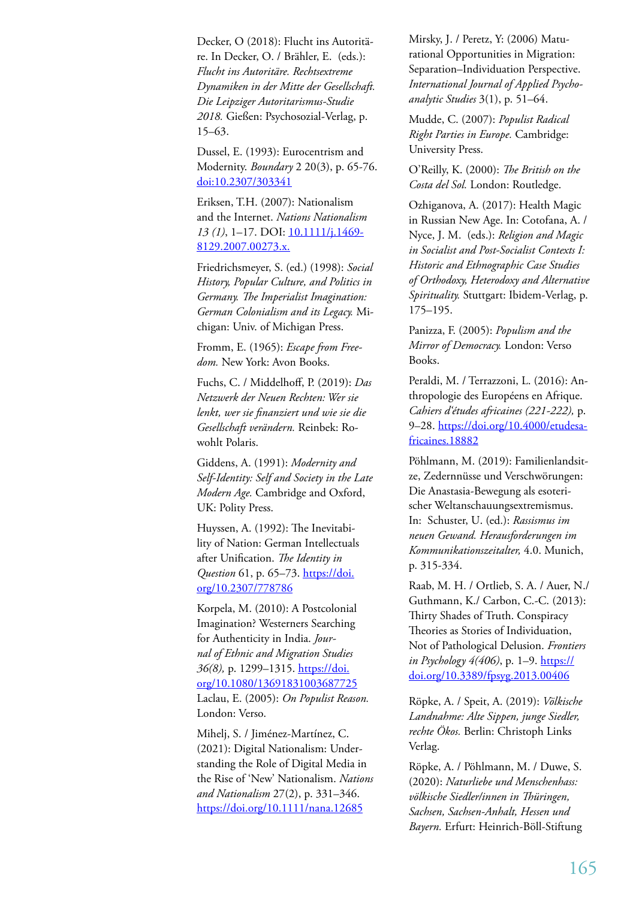Decker, O (2018): Flucht ins Autoritäre. In Decker, O. / Brähler, E. (eds.): *Flucht ins Autoritäre. Rechtsextreme Dynamiken in der Mitte der Gesellschaft. Die Leipziger Autoritarismus-Studie 2018.* Gießen: Psychosozial-Verlag, p. 15–63.

Dussel, E. (1993): Eurocentrism and Modernity. *Boundary* 2 20(3), p. 65-76. doi:10.2307/303341

Eriksen, T.H. (2007): Nationalism and the Internet. *Nations Nationalism 13 (1)*, 1–17. DOI: 10.1111/j.1469-8129.2007.00273.x.

Friedrichsmeyer, S. (ed.) (1998): *Social History, Popular Culture, and Politics in Germany. The Imperialist Imagination: German Colonialism and its Legacy.* Michigan: Univ. of Michigan Press.

Fromm, E. (1965): *Escape from Freedom.* New York: Avon Books.

Fuchs, C. / Middelhoff, P. (2019): *Das Netzwerk der Neuen Rechten: Wer sie lenkt, wer sie finanziert und wie sie die Gesellschaft verändern.* Reinbek: Rowohlt Polaris.

Giddens, A. (1991): *Modernity and Self-Identity: Self and Society in the Late Modern Age.* Cambridge and Oxford, UK: Polity Press.

Huyssen, A. (1992): The Inevitability of Nation: German Intellectuals after Unification. *The Identity in Question* 61, p. 65–73. https://doi.org/10.2307/778786

Korpela, M. (2010): A Postcolonial Imagination? Westerners Searching for Authenticity in India. *Journal of Ethnic and Migration Studies 36(8),* p. 1299–1315. https://doi.org/10.1080/13691831003687725

Laclau, E. (2005): *On Populist Reason.* London: Verso.

Mihelj, S. / Jiménez-Martínez, C. (2021): Digital Nationalism: Understanding the Role of Digital Media in the Rise of 'New' Nationalism. *Nations and Nationalism* 27(2), p. 331–346. https://doi.org/10.1111/nana.12685

Mirsky, J. / Peretz, Y: (2006) Maturational Opportunities in Migration: Separation–Individuation Perspective. *International Journal of Applied Psychoanalytic Studies* 3(1), p. 51–64.

Mudde, C. (2007): *Populist Radical Right Parties in Europe.* Cambridge: University Press.

O'Reilly, K. (2000): *The British on the Costa del Sol.* London: Routledge.

Ozhiganova, A. (2017): Health Magic in Russian New Age. In: Cotofana, A. / Nyce, J. M. (eds.): *Religion and Magic in Socialist and Post-Socialist Contexts I: Historic and Ethnographic Case Studies of Orthodoxy, Heterodoxy and Alternative Spirituality.* Stuttgart: Ibidem-Verlag, p. 175–195.

Panizza, F. (2005): *Populism and the Mirror of Democracy.* London: Verso Books.

Peraldi, M. / Terrazzoni, L. (2016): Anthropologie des Européens en Afrique. *Cahiers d'études africaines (221-222),* p. 9–28. https://doi.org/10.4000/etudesafricaines.18882

Pöhlmann, M. (2019): Familienlandsitze, Zedernnüsse und Verschwörungen: Die Anastasia-Bewegung als esoterischer Weltanschauungsextremismus. In: Schuster, U. (ed.): *Rassismus im neuen Gewand. Herausforderungen im Kommunikationszeitalter,* 4.0. Munich, p. 315-334.

Raab, M. H. / Ortlieb, S. A. / Auer, N./ Guthmann, K./ Carbon, C.-C. (2013): Thirty Shades of Truth. Conspiracy Theories as Stories of Individuation, Not of Pathological Delusion. *Frontiers in Psychology 4(406)*, p. 1–9. https://doi.org/10.3389/fpsyg.2013.00406

Röpke, A. / Speit, A. (2019): *Völkische Landnahme: Alte Sippen, junge Siedler, rechte Ökos.* Berlin: Christoph Links Verlag.

Röpke, A. / Pöhlmann, M. / Duwe, S. (2020): *Naturliebe und Menschenhass: völkische Siedler/innen in Thüringen, Sachsen, Sachsen-Anhalt, Hessen und Bayern.* Erfurt: Heinrich-Böll-Stiftung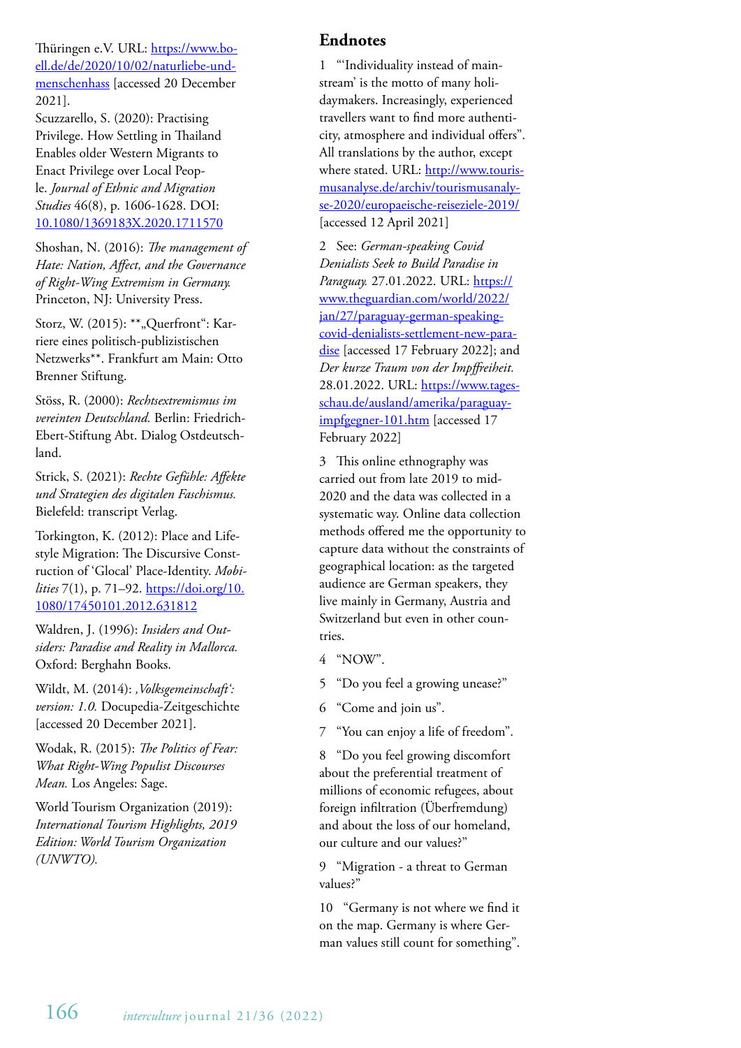Thüringen e.V. URL: [https://www.boell.de/de/2020/10/02/naturliebe-und-menschenhass](https://www.boell.de/de/2020/10/02/naturliebe-und-menschenhass) [accessed 20 December 2021].

Scuzzarello, S. (2020): Practising Privilege. How Settling in Thailand Enables older Western Migrants to Enact Privilege over Local People. *Journal of Ethnic and Migration Studies* 46(8), p. 1606-1628. DOI: [10.1080/1369183X.2020.1711570](https://doi.org/10.1080/1369183X.2020.1711570)

Shoshan, N. (2016): *The management of Hate: Nation, Affect, and the Governance of Right-Wing Extremism in Germany.* Princeton, NJ: University Press.

Storz, W. (2015): **„Querfront": Karriere eines politisch-publizistischen Netzwerks**. Frankfurt am Main: Otto Brenner Stiftung.

Stöss, R. (2000): *Rechtsextremismus im vereinten Deutschland.* Berlin: Friedrich-Ebert-Stiftung Abt. Dialog Ostdeutschland.

Strick, S. (2021): *Rechte Gefühle: Affekte und Strategien des digitalen Faschismus.* Bielefeld: transcript Verlag.

Torkington, K. (2012): Place and Lifestyle Migration: The Discursive Construction of 'Glocal' Place-Identity. *Mobilities* 7(1), p. 71–92. [https://doi.org/10.1080/17450101.2012.631812](https://doi.org/10.1080/17450101.2012.631812)

Waldren, J. (1996): *Insiders and Outsiders: Paradise and Reality in Mallorca.* Oxford: Berghahn Books.

Wildt, M. (2014): *'Volksgemeinschaft': version: 1.0.* Docupedia-Zeitgeschichte [accessed 20 December 2021].

Wodak, R. (2015): *The Politics of Fear: What Right-Wing Populist Discourses Mean.* Los Angeles: Sage.

World Tourism Organization (2019): *International Tourism Highlights, 2019 Edition: World Tourism Organization (UNWTO).*

## Endnotes

1 "'Individuality instead of mainstream' is the motto of many holidaymakers. Increasingly, experienced travellers want to find more authenticity, atmosphere and individual offers". All translations by the author, except where stated. URL: [http://www.tourismusanalyse.de/archiv/tourismusanalyse-2020/europaeische-reiseziele-2019/](http://www.tourismusanalyse.de/archiv/tourismusanalyse-2020/europaeische-reiseziele-2019/) [accessed 12 April 2021]

2 See: *German-speaking Covid Denialists Seek to Build Paradise in Paraguay.* 27.01.2022. URL: [https://www.theguardian.com/world/2022/jan/27/paraguay-german-speaking-covid-denialists-settlement-new-paradise](https://www.theguardian.com/world/2022/jan/27/paraguay-german-speaking-covid-denialists-settlement-new-paradise) [accessed 17 February 2022]; and *Der kurze Traum von der Impffreiheit.* 28.01.2022. URL: [https://www.tagesschau.de/ausland/amerika/paraguay-impfgegner-101.htm](https://www.tagesschau.de/ausland/amerika/paraguay-impfgegner-101.htm) [accessed 17 February 2022]

3 This online ethnography was carried out from late 2019 to mid-2020 and the data was collected in a systematic way. Online data collection methods offered me the opportunity to capture data without the constraints of geographical location: as the targeted audience are German speakers, they live mainly in Germany, Austria and Switzerland but even in other countries.

4 "NOW".

5 "Do you feel a growing unease?"

6 "Come and join us".

7 "You can enjoy a life of freedom".

8 "Do you feel growing discomfort about the preferential treatment of millions of economic refugees, about foreign infiltration (Überfremdung) and about the loss of our homeland, our culture and our values?"

9 "Migration - a threat to German values?"

10 "Germany is not where we find it on the map. Germany is where German values still count for something".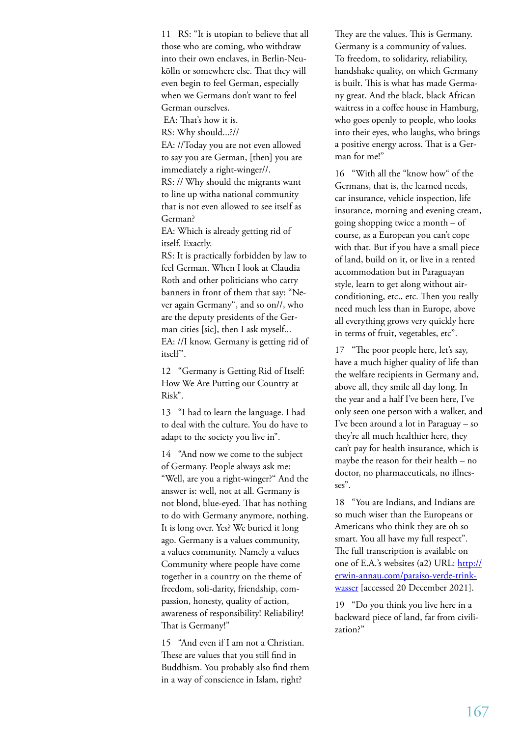11 RS: "It is utopian to believe that all those who are coming, who withdraw into their own enclaves, in Berlin-Neukölln or somewhere else. That they will even begin to feel German, especially when we Germans don't want to feel German ourselves.
EA: That's how it is.
RS: Why should...?//
EA: //Today you are not even allowed to say you are German, [then] you are immediately a right-winger//.
RS: // Why should the migrants want to line up witha national community that is not even allowed to see itself as German?
EA: Which is already getting rid of itself. Exactly.
RS: It is practically forbidden by law to feel German. When I look at Claudia Roth and other politicians who carry banners in front of them that say: "Never again Germany", and so on//, who are the deputy presidents of the German cities [sic], then I ask myself...
EA: //I know. Germany is getting rid of itself".

12 "Germany is Getting Rid of Itself: How We Are Putting our Country at Risk".

13 "I had to learn the language. I had to deal with the culture. You do have to adapt to the society you live in".

14 "And now we come to the subject of Germany. People always ask me: "Well, are you a right-winger?" And the answer is: well, not at all. Germany is not blond, blue-eyed. That has nothing to do with Germany anymore, nothing. It is long over. Yes? We buried it long ago. Germany is a values community, a values community. Namely a values Community where people have come together in a country on the theme of freedom, soli-darity, friendship, compassion, honesty, quality of action, awareness of responsibility! Reliability! That is Germany!"

15 "And even if I am not a Christian. These are values that you still find in Buddhism. You probably also find them in a way of conscience in Islam, right? They are the values. This is Germany. Germany is a community of values. To freedom, to solidarity, reliability, handshake quality, on which Germany is built. This is what has made Germany great. And the black, black African waitress in a coffee house in Hamburg, who goes openly to people, who looks into their eyes, who laughs, who brings a positive energy across. That is a German for me!"

16 "With all the "know how" of the Germans, that is, the learned needs, car insurance, vehicle inspection, life insurance, morning and evening cream, going shopping twice a month – of course, as a European you can't cope with that. But if you have a small piece of land, build on it, or live in a rented accommodation but in Paraguayan style, learn to get along without air-conditioning, etc., etc. Then you really need much less than in Europe, above all everything grows very quickly here in terms of fruit, vegetables, etc".

17 "The poor people here, let's say, have a much higher quality of life than the welfare recipients in Germany and, above all, they smile all day long. In the year and a half I've been here, I've only seen one person with a walker, and I've been around a lot in Paraguay – so they're all much healthier here, they can't pay for health insurance, which is maybe the reason for their health – no doctor, no pharmaceuticals, no illnesses".

18 "You are Indians, and Indians are so much wiser than the Europeans or Americans who think they are oh so smart. You all have my full respect". The full transcription is available on one of E.A.'s websites (a2) URL: [http://erwin-annau.com/paraiso-verde-trinkwasser](http://erwin-annau.com/paraiso-verde-trinkwasser) [accessed 20 December 2021].

19 "Do you think you live here in a backward piece of land, far from civilization?"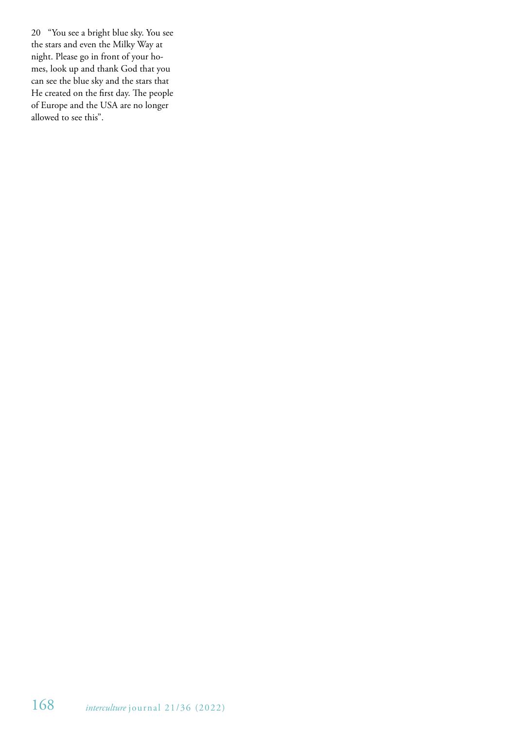20 "You see a bright blue sky. You see the stars and even the Milky Way at night. Please go in front of your homes, look up and thank God that you can see the blue sky and the stars that He created on the first day. The people of Europe and the USA are no longer allowed to see this".